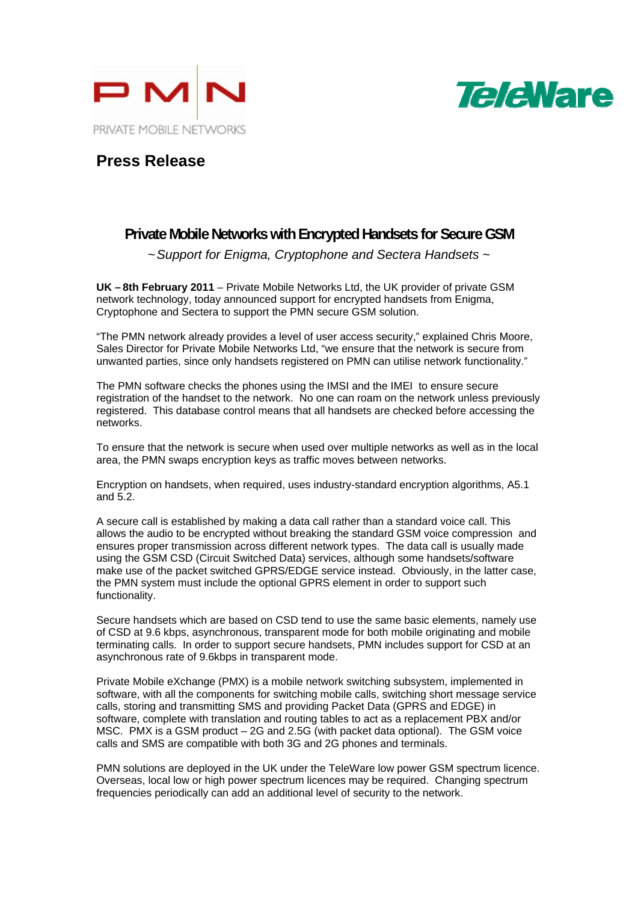PMN
PRIVATE MOBILE NETWORKS

TeleWare

## Press Release

# Private Mobile Networks with Encrypted Handsets for Secure GSM

*~ Support for Enigma, Cryptophone and Sectera Handsets ~*

**UK – 8th February 2011** – Private Mobile Networks Ltd, the UK provider of private GSM network technology, today announced support for encrypted handsets from Enigma, Cryptophone and Sectera to support the PMN secure GSM solution.

"The PMN network already provides a level of user access security," explained Chris Moore, Sales Director for Private Mobile Networks Ltd, "we ensure that the network is secure from unwanted parties, since only handsets registered on PMN can utilise network functionality."

The PMN software checks the phones using the IMSI and the IMEI to ensure secure registration of the handset to the network. No one can roam on the network unless previously registered. This database control means that all handsets are checked before accessing the networks.

To ensure that the network is secure when used over multiple networks as well as in the local area, the PMN swaps encryption keys as traffic moves between networks.

Encryption on handsets, when required, uses industry-standard encryption algorithms, A5.1 and 5.2.

A secure call is established by making a data call rather than a standard voice call. This allows the audio to be encrypted without breaking the standard GSM voice compression and ensures proper transmission across different network types. The data call is usually made using the GSM CSD (Circuit Switched Data) services, although some handsets/software make use of the packet switched GPRS/EDGE service instead. Obviously, in the latter case, the PMN system must include the optional GPRS element in order to support such functionality.

Secure handsets which are based on CSD tend to use the same basic elements, namely use of CSD at 9.6 kbps, asynchronous, transparent mode for both mobile originating and mobile terminating calls. In order to support secure handsets, PMN includes support for CSD at an asynchronous rate of 9.6kbps in transparent mode.

Private Mobile eXchange (PMX) is a mobile network switching subsystem, implemented in software, with all the components for switching mobile calls, switching short message service calls, storing and transmitting SMS and providing Packet Data (GPRS and EDGE) in software, complete with translation and routing tables to act as a replacement PBX and/or MSC. PMX is a GSM product – 2G and 2.5G (with packet data optional). The GSM voice calls and SMS are compatible with both 3G and 2G phones and terminals.

PMN solutions are deployed in the UK under the TeleWare low power GSM spectrum licence. Overseas, local low or high power spectrum licences may be required. Changing spectrum frequencies periodically can add an additional level of security to the network.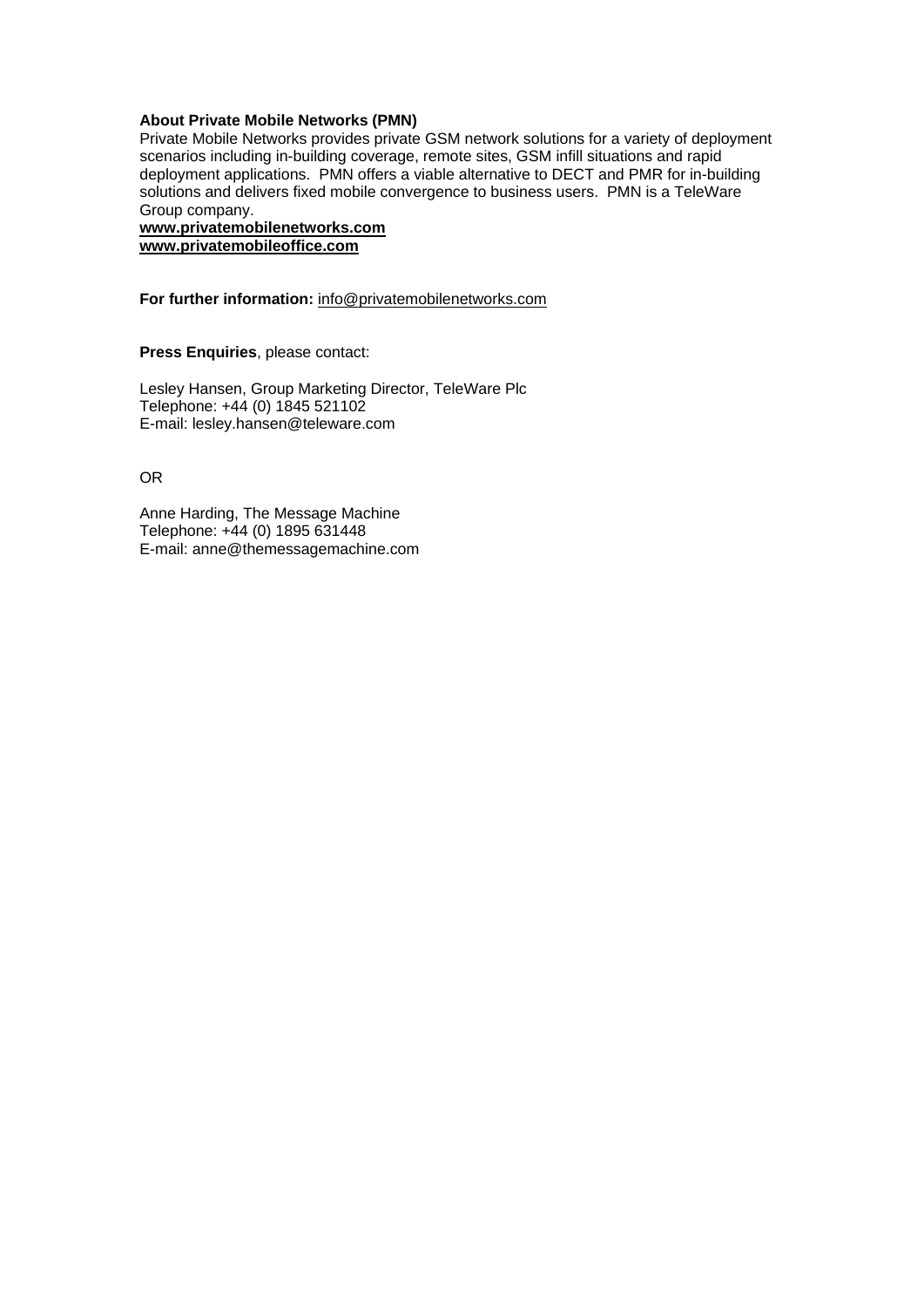**About Private Mobile Networks (PMN)**
Private Mobile Networks provides private GSM network solutions for a variety of deployment scenarios including in-building coverage, remote sites, GSM infill situations and rapid deployment applications. PMN offers a viable alternative to DECT and PMR for in-building solutions and delivers fixed mobile convergence to business users. PMN is a TeleWare Group company.
**www.privatemobilenetworks.com**
**www.privatemobileoffice.com**

**For further information:** info@privatemobilenetworks.com

**Press Enquiries**, please contact:

Lesley Hansen, Group Marketing Director, TeleWare Plc
Telephone: +44 (0) 1845 521102
E-mail: lesley.hansen@teleware.com

OR

Anne Harding, The Message Machine
Telephone: +44 (0) 1895 631448
E-mail: anne@themessagemachine.com